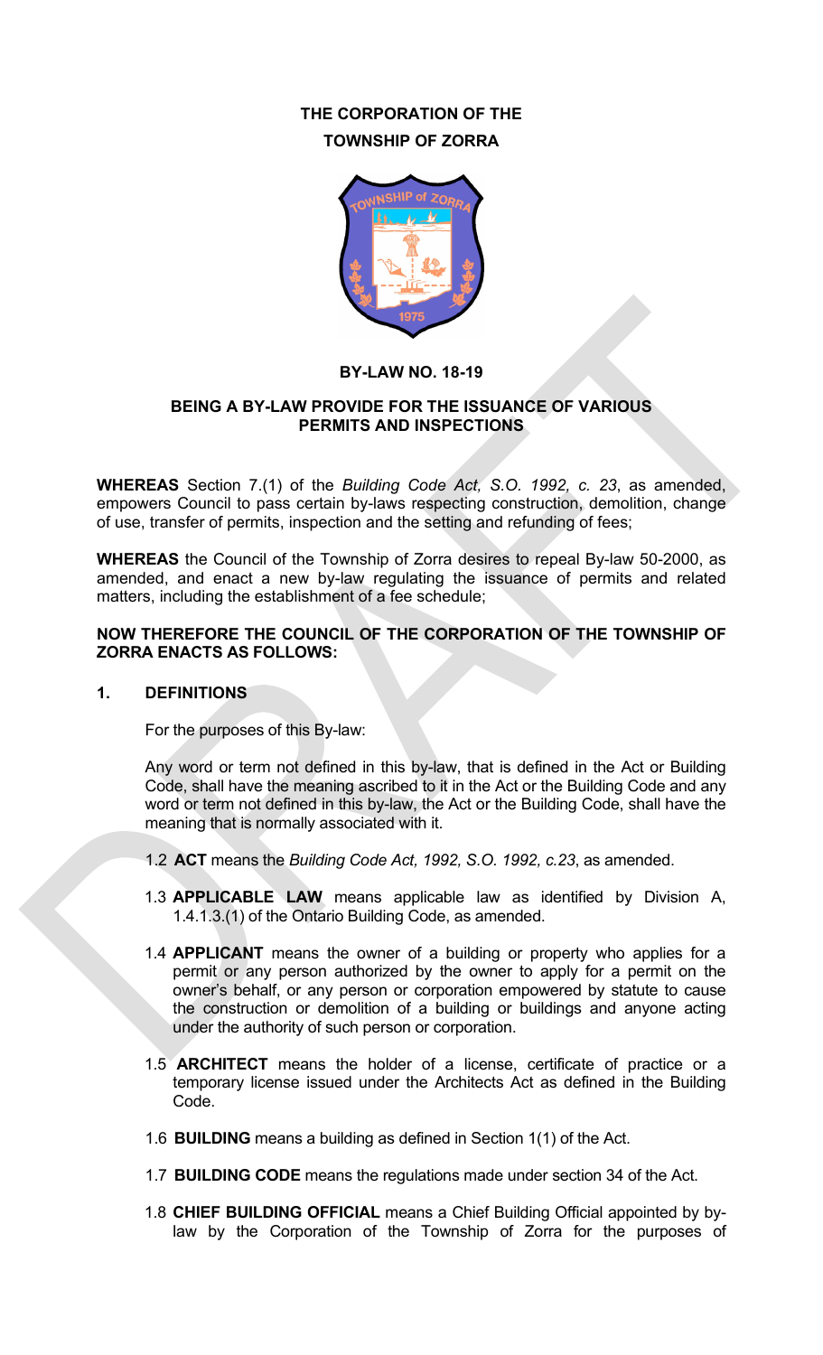**THE CORPORATION OF THE**
**TOWNSHIP OF ZORRA**

**BY-LAW NO. 18-19**

**BEING A BY-LAW PROVIDE FOR THE ISSUANCE OF VARIOUS PERMITS AND INSPECTIONS**

**WHEREAS** Section 7.(1) of the *Building Code Act, S.O. 1992, c. 23*, as amended, empowers Council to pass certain by-laws respecting construction, demolition, change of use, transfer of permits, inspection and the setting and refunding of fees;

**WHEREAS** the Council of the Township of Zorra desires to repeal By-law 50-2000, as amended, and enact a new by-law regulating the issuance of permits and related matters, including the establishment of a fee schedule;

**NOW THEREFORE THE COUNCIL OF THE CORPORATION OF THE TOWNSHIP OF ZORRA ENACTS AS FOLLOWS:**

## 1. DEFINITIONS

For the purposes of this By-law:

Any word or term not defined in this by-law, that is defined in the Act or Building Code, shall have the meaning ascribed to it in the Act or the Building Code and any word or term not defined in this by-law, the Act or the Building Code, shall have the meaning that is normally associated with it.

1.2 **ACT** means the *Building Code Act, 1992, S.O. 1992, c.23*, as amended.

1.3 **APPLICABLE LAW** means applicable law as identified by Division A, 1.4.1.3.(1) of the Ontario Building Code, as amended.

1.4 **APPLICANT** means the owner of a building or property who applies for a permit or any person authorized by the owner to apply for a permit on the owner's behalf, or any person or corporation empowered by statute to cause the construction or demolition of a building or buildings and anyone acting under the authority of such person or corporation.

1.5 **ARCHITECT** means the holder of a license, certificate of practice or a temporary license issued under the Architects Act as defined in the Building Code.

1.6 **BUILDING** means a building as defined in Section 1(1) of the Act.

1.7 **BUILDING CODE** means the regulations made under section 34 of the Act.

1.8 **CHIEF BUILDING OFFICIAL** means a Chief Building Official appointed by by-law by the Corporation of the Township of Zorra for the purposes of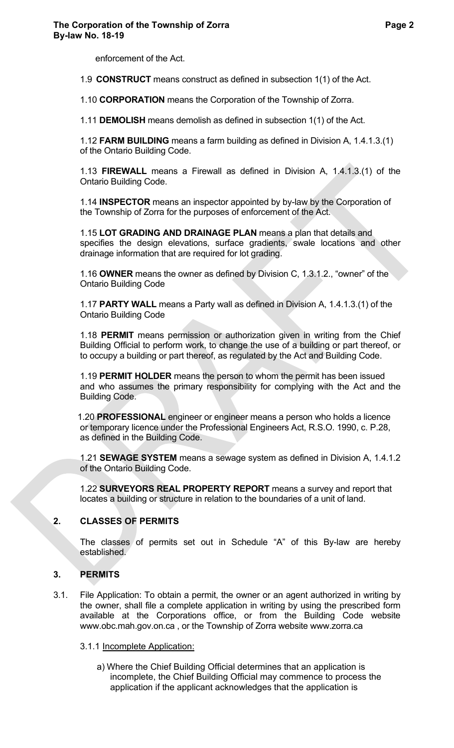enforcement of the Act.

1.9 **CONSTRUCT** means construct as defined in subsection 1(1) of the Act.

1.10 **CORPORATION** means the Corporation of the Township of Zorra.

1.11 **DEMOLISH** means demolish as defined in subsection 1(1) of the Act.

1.12 **FARM BUILDING** means a farm building as defined in Division A, 1.4.1.3.(1) of the Ontario Building Code.

1.13 **FIREWALL** means a Firewall as defined in Division A, 1.4.1.3.(1) of the Ontario Building Code.

1.14 **INSPECTOR** means an inspector appointed by by-law by the Corporation of the Township of Zorra for the purposes of enforcement of the Act.

1.15 **LOT GRADING AND DRAINAGE PLAN** means a plan that details and specifies the design elevations, surface gradients, swale locations and other drainage information that are required for lot grading.

1.16 **OWNER** means the owner as defined by Division C, 1.3.1.2., "owner" of the Ontario Building Code

1.17 **PARTY WALL** means a Party wall as defined in Division A, 1.4.1.3.(1) of the Ontario Building Code

1.18 **PERMIT** means permission or authorization given in writing from the Chief Building Official to perform work, to change the use of a building or part thereof, or to occupy a building or part thereof, as regulated by the Act and Building Code.

1.19 **PERMIT HOLDER** means the person to whom the permit has been issued and who assumes the primary responsibility for complying with the Act and the Building Code.

1.20 **PROFESSIONAL** engineer or engineer means a person who holds a licence or temporary licence under the Professional Engineers Act, R.S.O. 1990, c. P.28, as defined in the Building Code.

1.21 **SEWAGE SYSTEM** means a sewage system as defined in Division A, 1.4.1.2 of the Ontario Building Code.

1.22 **SURVEYORS REAL PROPERTY REPORT** means a survey and report that locates a building or structure in relation to the boundaries of a unit of land.

## 2. CLASSES OF PERMITS

The classes of permits set out in Schedule "A" of this By-law are hereby established.

## 3. PERMITS

3.1. File Application: To obtain a permit, the owner or an agent authorized in writing by the owner, shall file a complete application in writing by using the prescribed form available at the Corporations office, or from the Building Code website www.obc.mah.gov.on.ca , or the Township of Zorra website www.zorra.ca

3.1.1 Incomplete Application:

a) Where the Chief Building Official determines that an application is incomplete, the Chief Building Official may commence to process the application if the applicant acknowledges that the application is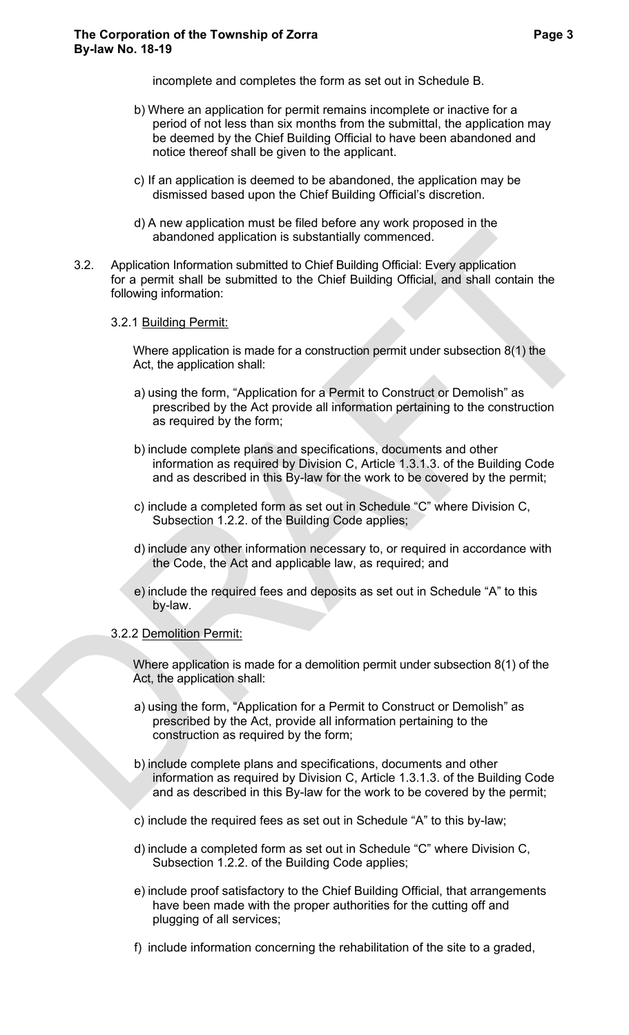incomplete and completes the form as set out in Schedule B.

b) Where an application for permit remains incomplete or inactive for a period of not less than six months from the submittal, the application may be deemed by the Chief Building Official to have been abandoned and notice thereof shall be given to the applicant.

c) If an application is deemed to be abandoned, the application may be dismissed based upon the Chief Building Official's discretion.

d) A new application must be filed before any work proposed in the abandoned application is substantially commenced.

3.2. Application Information submitted to Chief Building Official: Every application for a permit shall be submitted to the Chief Building Official, and shall contain the following information:

3.2.1 Building Permit:

Where application is made for a construction permit under subsection 8(1) the Act, the application shall:

a) using the form, "Application for a Permit to Construct or Demolish" as prescribed by the Act provide all information pertaining to the construction as required by the form;

b) include complete plans and specifications, documents and other information as required by Division C, Article 1.3.1.3. of the Building Code and as described in this By-law for the work to be covered by the permit;

c) include a completed form as set out in Schedule "C" where Division C, Subsection 1.2.2. of the Building Code applies;

d) include any other information necessary to, or required in accordance with the Code, the Act and applicable law, as required; and

e) include the required fees and deposits as set out in Schedule "A" to this by-law.

3.2.2 Demolition Permit:

Where application is made for a demolition permit under subsection 8(1) of the Act, the application shall:

a) using the form, "Application for a Permit to Construct or Demolish" as prescribed by the Act, provide all information pertaining to the construction as required by the form;

b) include complete plans and specifications, documents and other information as required by Division C, Article 1.3.1.3. of the Building Code and as described in this By-law for the work to be covered by the permit;

c) include the required fees as set out in Schedule "A" to this by-law;

d) include a completed form as set out in Schedule "C" where Division C, Subsection 1.2.2. of the Building Code applies;

e) include proof satisfactory to the Chief Building Official, that arrangements have been made with the proper authorities for the cutting off and plugging of all services;

f) include information concerning the rehabilitation of the site to a graded,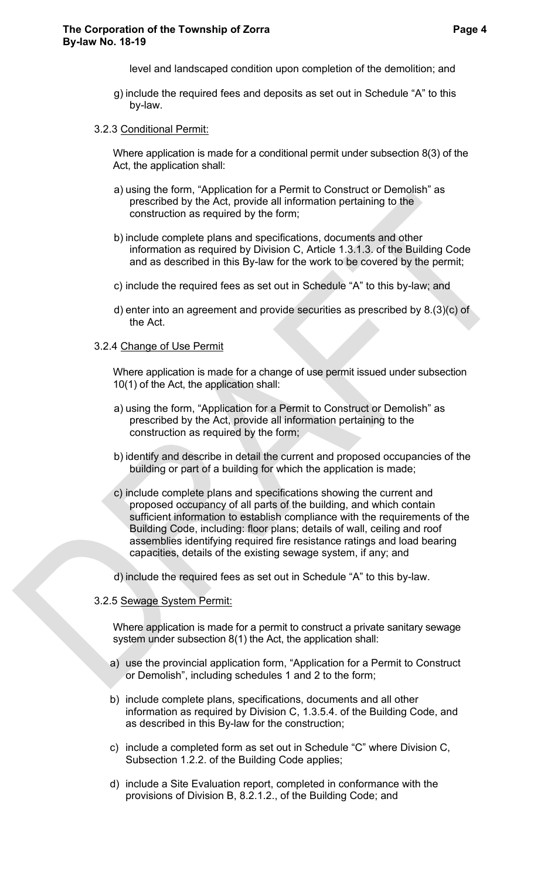level and landscaped condition upon completion of the demolition; and

g) include the required fees and deposits as set out in Schedule "A" to this by-law.

3.2.3 Conditional Permit:

Where application is made for a conditional permit under subsection 8(3) of the Act, the application shall:

a) using the form, "Application for a Permit to Construct or Demolish" as prescribed by the Act, provide all information pertaining to the construction as required by the form;

b) include complete plans and specifications, documents and other information as required by Division C, Article 1.3.1.3. of the Building Code and as described in this By-law for the work to be covered by the permit;

c) include the required fees as set out in Schedule "A" to this by-law; and

d) enter into an agreement and provide securities as prescribed by 8.(3)(c) of the Act.

3.2.4 Change of Use Permit

Where application is made for a change of use permit issued under subsection 10(1) of the Act, the application shall:

a) using the form, "Application for a Permit to Construct or Demolish" as prescribed by the Act, provide all information pertaining to the construction as required by the form;

b) identify and describe in detail the current and proposed occupancies of the building or part of a building for which the application is made;

c) include complete plans and specifications showing the current and proposed occupancy of all parts of the building, and which contain sufficient information to establish compliance with the requirements of the Building Code, including: floor plans; details of wall, ceiling and roof assemblies identifying required fire resistance ratings and load bearing capacities, details of the existing sewage system, if any; and

d) include the required fees as set out in Schedule "A" to this by-law.

3.2.5 Sewage System Permit:

Where application is made for a permit to construct a private sanitary sewage system under subsection 8(1) the Act, the application shall:

a) use the provincial application form, "Application for a Permit to Construct or Demolish", including schedules 1 and 2 to the form;

b) include complete plans, specifications, documents and all other information as required by Division C, 1.3.5.4. of the Building Code, and as described in this By-law for the construction;

c) include a completed form as set out in Schedule "C" where Division C, Subsection 1.2.2. of the Building Code applies;

d) include a Site Evaluation report, completed in conformance with the provisions of Division B, 8.2.1.2., of the Building Code; and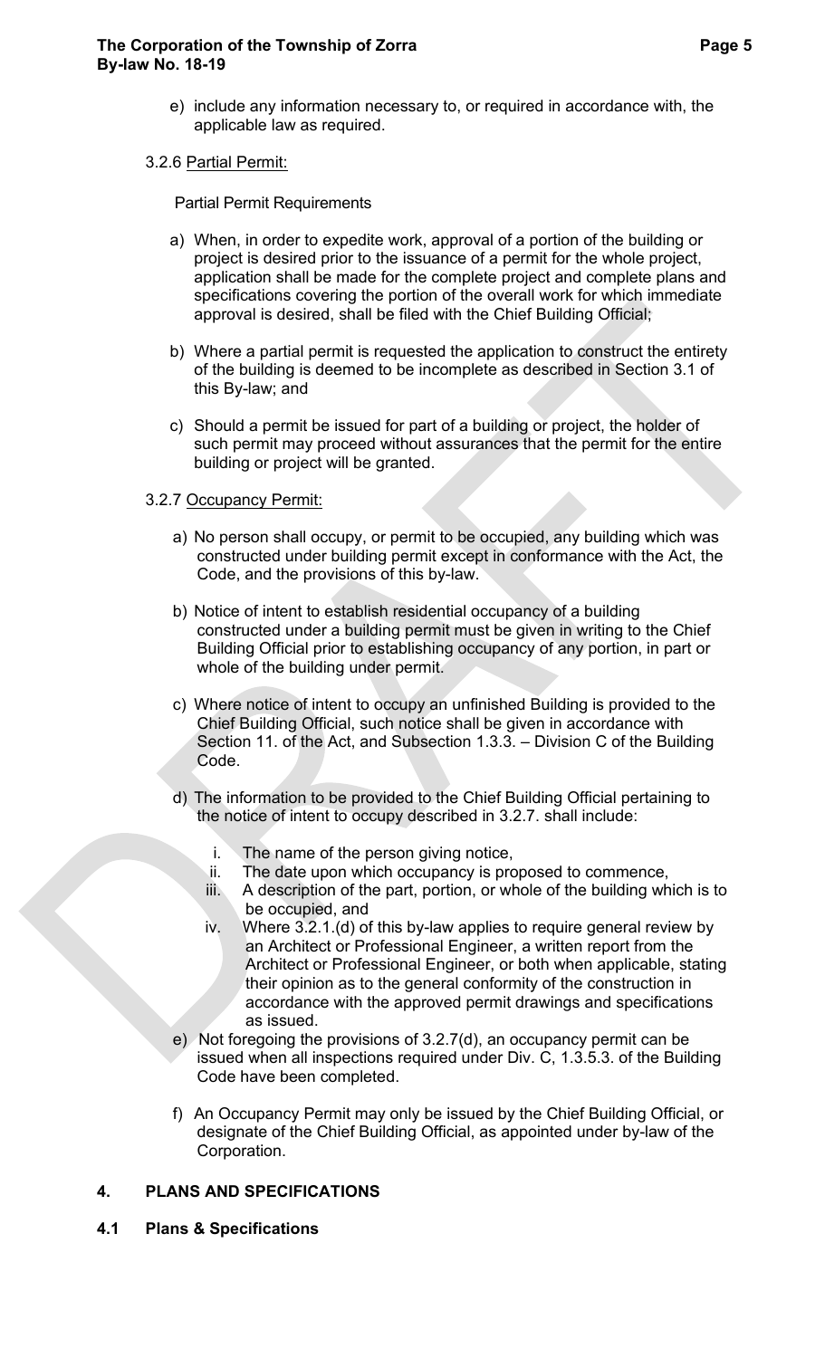e) include any information necessary to, or required in accordance with, the applicable law as required.

3.2.6 Partial Permit:

Partial Permit Requirements

a) When, in order to expedite work, approval of a portion of the building or project is desired prior to the issuance of a permit for the whole project, application shall be made for the complete project and complete plans and specifications covering the portion of the overall work for which immediate approval is desired, shall be filed with the Chief Building Official;

b) Where a partial permit is requested the application to construct the entirety of the building is deemed to be incomplete as described in Section 3.1 of this By-law; and

c) Should a permit be issued for part of a building or project, the holder of such permit may proceed without assurances that the permit for the entire building or project will be granted.

3.2.7 Occupancy Permit:

a) No person shall occupy, or permit to be occupied, any building which was constructed under building permit except in conformance with the Act, the Code, and the provisions of this by-law.

b) Notice of intent to establish residential occupancy of a building constructed under a building permit must be given in writing to the Chief Building Official prior to establishing occupancy of any portion, in part or whole of the building under permit.

c) Where notice of intent to occupy an unfinished Building is provided to the Chief Building Official, such notice shall be given in accordance with Section 11. of the Act, and Subsection 1.3.3. – Division C of the Building Code.

d) The information to be provided to the Chief Building Official pertaining to the notice of intent to occupy described in 3.2.7. shall include:

   i. The name of the person giving notice,
   ii. The date upon which occupancy is proposed to commence,
   iii. A description of the part, portion, or whole of the building which is to be occupied, and
   iv. Where 3.2.1.(d) of this by-law applies to require general review by an Architect or Professional Engineer, a written report from the Architect or Professional Engineer, or both when applicable, stating their opinion as to the general conformity of the construction in accordance with the approved permit drawings and specifications as issued.

e) Not foregoing the provisions of 3.2.7(d), an occupancy permit can be issued when all inspections required under Div. C, 1.3.5.3. of the Building Code have been completed.

f) An Occupancy Permit may only be issued by the Chief Building Official, or designate of the Chief Building Official, as appointed under by-law of the Corporation.

## 4. PLANS AND SPECIFICATIONS

### 4.1 Plans & Specifications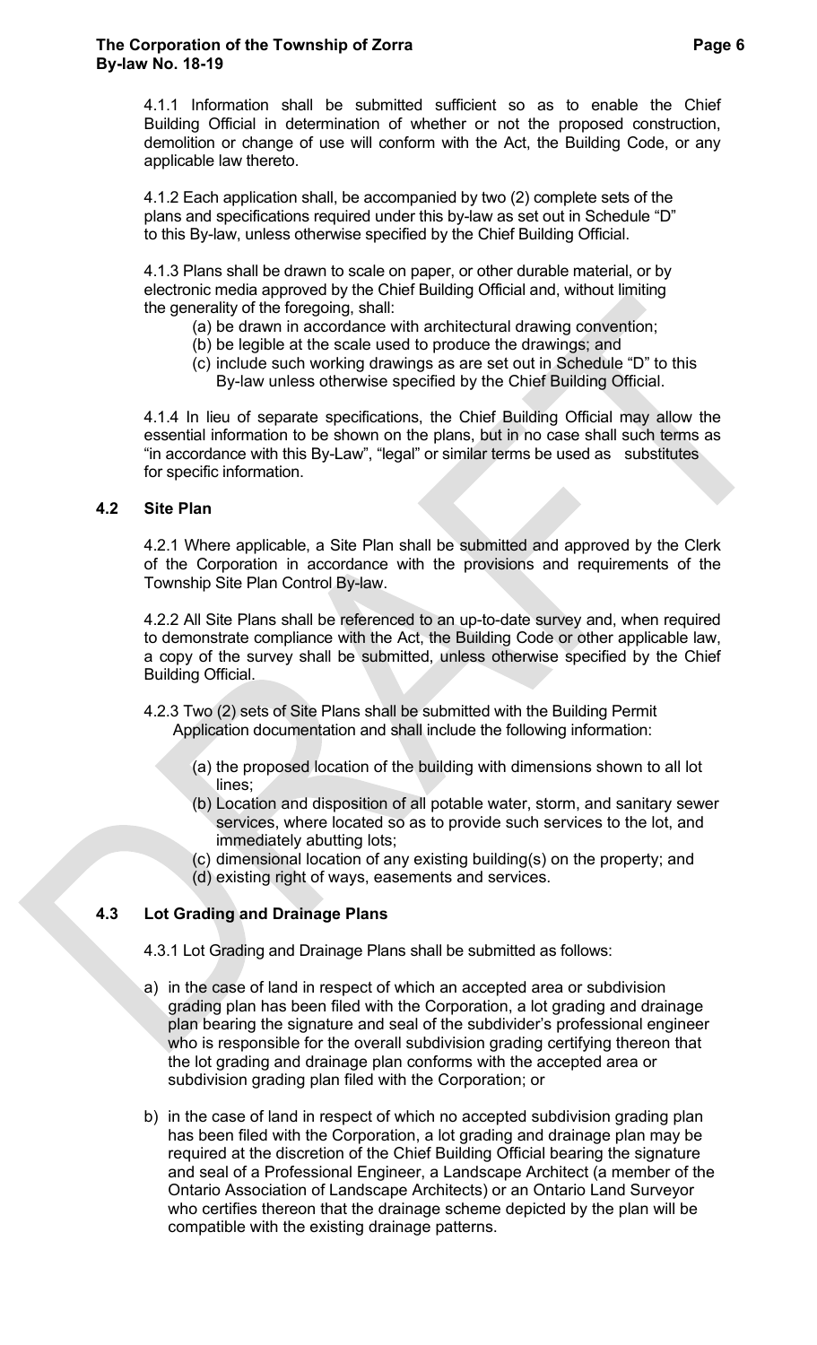4.1.1 Information shall be submitted sufficient so as to enable the Chief Building Official in determination of whether or not the proposed construction, demolition or change of use will conform with the Act, the Building Code, or any applicable law thereto.

4.1.2 Each application shall, be accompanied by two (2) complete sets of the plans and specifications required under this by-law as set out in Schedule "D" to this By-law, unless otherwise specified by the Chief Building Official.

4.1.3 Plans shall be drawn to scale on paper, or other durable material, or by electronic media approved by the Chief Building Official and, without limiting the generality of the foregoing, shall:

(a) be drawn in accordance with architectural drawing convention;
(b) be legible at the scale used to produce the drawings; and
(c) include such working drawings as are set out in Schedule "D" to this By-law unless otherwise specified by the Chief Building Official.

4.1.4 In lieu of separate specifications, the Chief Building Official may allow the essential information to be shown on the plans, but in no case shall such terms as "in accordance with this By-Law", "legal" or similar terms be used as substitutes for specific information.

## 4.2 Site Plan

4.2.1 Where applicable, a Site Plan shall be submitted and approved by the Clerk of the Corporation in accordance with the provisions and requirements of the Township Site Plan Control By-law.

4.2.2 All Site Plans shall be referenced to an up-to-date survey and, when required to demonstrate compliance with the Act, the Building Code or other applicable law, a copy of the survey shall be submitted, unless otherwise specified by the Chief Building Official.

4.2.3 Two (2) sets of Site Plans shall be submitted with the Building Permit Application documentation and shall include the following information:

(a) the proposed location of the building with dimensions shown to all lot lines;
(b) Location and disposition of all potable water, storm, and sanitary sewer services, where located so as to provide such services to the lot, and immediately abutting lots;
(c) dimensional location of any existing building(s) on the property; and
(d) existing right of ways, easements and services.

## 4.3 Lot Grading and Drainage Plans

4.3.1 Lot Grading and Drainage Plans shall be submitted as follows:

a) in the case of land in respect of which an accepted area or subdivision grading plan has been filed with the Corporation, a lot grading and drainage plan bearing the signature and seal of the subdivider's professional engineer who is responsible for the overall subdivision grading certifying thereon that the lot grading and drainage plan conforms with the accepted area or subdivision grading plan filed with the Corporation; or

b) in the case of land in respect of which no accepted subdivision grading plan has been filed with the Corporation, a lot grading and drainage plan may be required at the discretion of the Chief Building Official bearing the signature and seal of a Professional Engineer, a Landscape Architect (a member of the Ontario Association of Landscape Architects) or an Ontario Land Surveyor who certifies thereon that the drainage scheme depicted by the plan will be compatible with the existing drainage patterns.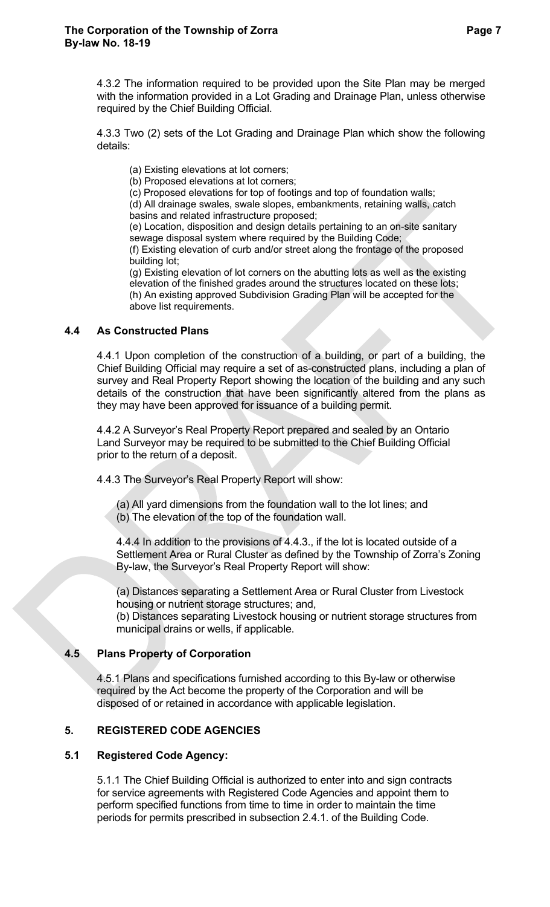4.3.2 The information required to be provided upon the Site Plan may be merged with the information provided in a Lot Grading and Drainage Plan, unless otherwise required by the Chief Building Official.

4.3.3 Two (2) sets of the Lot Grading and Drainage Plan which show the following details:

(a) Existing elevations at lot corners;
(b) Proposed elevations at lot corners;
(c) Proposed elevations for top of footings and top of foundation walls;
(d) All drainage swales, swale slopes, embankments, retaining walls, catch basins and related infrastructure proposed;
(e) Location, disposition and design details pertaining to an on-site sanitary sewage disposal system where required by the Building Code;
(f) Existing elevation of curb and/or street along the frontage of the proposed building lot;
(g) Existing elevation of lot corners on the abutting lots as well as the existing elevation of the finished grades around the structures located on these lots;
(h) An existing approved Subdivision Grading Plan will be accepted for the above list requirements.

### 4.4 As Constructed Plans

4.4.1 Upon completion of the construction of a building, or part of a building, the Chief Building Official may require a set of as-constructed plans, including a plan of survey and Real Property Report showing the location of the building and any such details of the construction that have been significantly altered from the plans as they may have been approved for issuance of a building permit.

4.4.2 A Surveyor's Real Property Report prepared and sealed by an Ontario Land Surveyor may be required to be submitted to the Chief Building Official prior to the return of a deposit.

4.4.3 The Surveyor's Real Property Report will show:

(a) All yard dimensions from the foundation wall to the lot lines; and
(b) The elevation of the top of the foundation wall.

4.4.4 In addition to the provisions of 4.4.3., if the lot is located outside of a Settlement Area or Rural Cluster as defined by the Township of Zorra's Zoning By-law, the Surveyor's Real Property Report will show:

(a) Distances separating a Settlement Area or Rural Cluster from Livestock housing or nutrient storage structures; and,
(b) Distances separating Livestock housing or nutrient storage structures from municipal drains or wells, if applicable.

### 4.5 Plans Property of Corporation

4.5.1 Plans and specifications furnished according to this By-law or otherwise required by the Act become the property of the Corporation and will be disposed of or retained in accordance with applicable legislation.

## 5. REGISTERED CODE AGENCIES

### 5.1 Registered Code Agency:

5.1.1 The Chief Building Official is authorized to enter into and sign contracts for service agreements with Registered Code Agencies and appoint them to perform specified functions from time to time in order to maintain the time periods for permits prescribed in subsection 2.4.1. of the Building Code.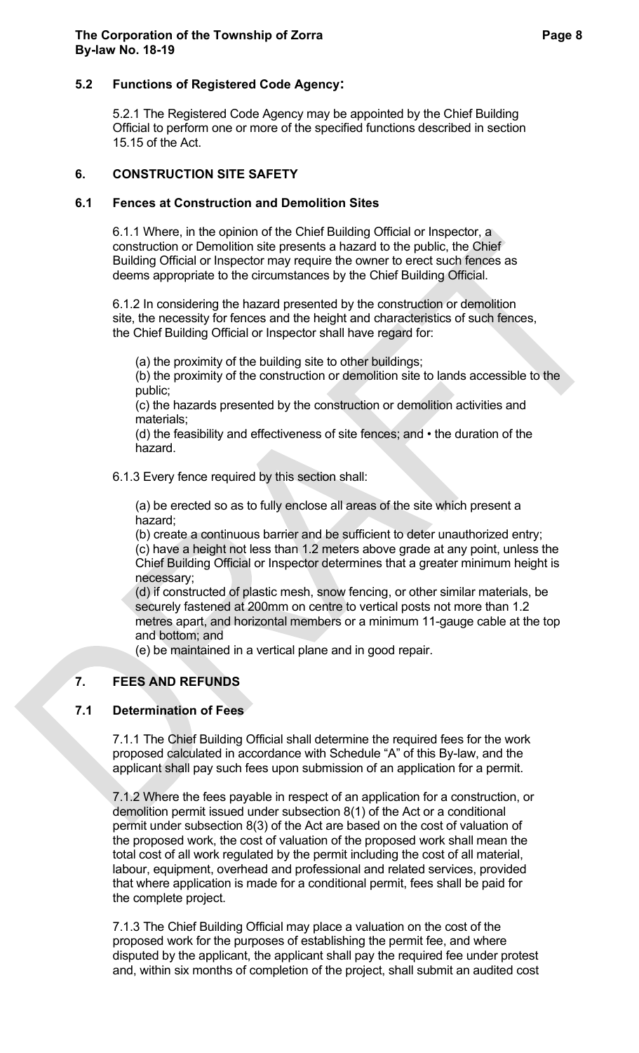### 5.2 Functions of Registered Code Agency:

5.2.1 The Registered Code Agency may be appointed by the Chief Building Official to perform one or more of the specified functions described in section 15.15 of the Act.

## 6. CONSTRUCTION SITE SAFETY

### 6.1 Fences at Construction and Demolition Sites

6.1.1 Where, in the opinion of the Chief Building Official or Inspector, a construction or Demolition site presents a hazard to the public, the Chief Building Official or Inspector may require the owner to erect such fences as deems appropriate to the circumstances by the Chief Building Official.

6.1.2 In considering the hazard presented by the construction or demolition site, the necessity for fences and the height and characteristics of such fences, the Chief Building Official or Inspector shall have regard for:

(a) the proximity of the building site to other buildings;
(b) the proximity of the construction or demolition site to lands accessible to the public;
(c) the hazards presented by the construction or demolition activities and materials;
(d) the feasibility and effectiveness of site fences; and • the duration of the hazard.

6.1.3 Every fence required by this section shall:

(a) be erected so as to fully enclose all areas of the site which present a hazard;
(b) create a continuous barrier and be sufficient to deter unauthorized entry;
(c) have a height not less than 1.2 meters above grade at any point, unless the Chief Building Official or Inspector determines that a greater minimum height is necessary;
(d) if constructed of plastic mesh, snow fencing, or other similar materials, be securely fastened at 200mm on centre to vertical posts not more than 1.2 metres apart, and horizontal members or a minimum 11-gauge cable at the top and bottom; and
(e) be maintained in a vertical plane and in good repair.

## 7. FEES AND REFUNDS

### 7.1 Determination of Fees

7.1.1 The Chief Building Official shall determine the required fees for the work proposed calculated in accordance with Schedule "A" of this By-law, and the applicant shall pay such fees upon submission of an application for a permit.

7.1.2 Where the fees payable in respect of an application for a construction, or demolition permit issued under subsection 8(1) of the Act or a conditional permit under subsection 8(3) of the Act are based on the cost of valuation of the proposed work, the cost of valuation of the proposed work shall mean the total cost of all work regulated by the permit including the cost of all material, labour, equipment, overhead and professional and related services, provided that where application is made for a conditional permit, fees shall be paid for the complete project.

7.1.3 The Chief Building Official may place a valuation on the cost of the proposed work for the purposes of establishing the permit fee, and where disputed by the applicant, the applicant shall pay the required fee under protest and, within six months of completion of the project, shall submit an audited cost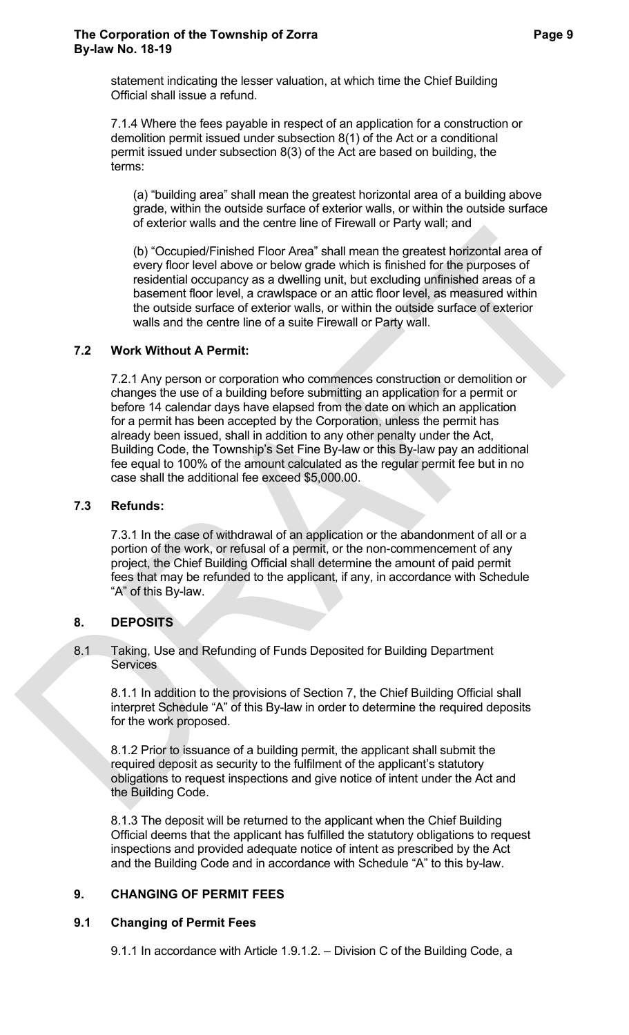statement indicating the lesser valuation, at which time the Chief Building Official shall issue a refund.

7.1.4 Where the fees payable in respect of an application for a construction or demolition permit issued under subsection 8(1) of the Act or a conditional permit issued under subsection 8(3) of the Act are based on building, the terms:

(a) "building area" shall mean the greatest horizontal area of a building above grade, within the outside surface of exterior walls, or within the outside surface of exterior walls and the centre line of Firewall or Party wall; and

(b) "Occupied/Finished Floor Area" shall mean the greatest horizontal area of every floor level above or below grade which is finished for the purposes of residential occupancy as a dwelling unit, but excluding unfinished areas of a basement floor level, a crawlspace or an attic floor level, as measured within the outside surface of exterior walls, or within the outside surface of exterior walls and the centre line of a suite Firewall or Party wall.

### 7.2 Work Without A Permit:

7.2.1 Any person or corporation who commences construction or demolition or changes the use of a building before submitting an application for a permit or before 14 calendar days have elapsed from the date on which an application for a permit has been accepted by the Corporation, unless the permit has already been issued, shall in addition to any other penalty under the Act, Building Code, the Township's Set Fine By-law or this By-law pay an additional fee equal to 100% of the amount calculated as the regular permit fee but in no case shall the additional fee exceed $5,000.00.

### 7.3 Refunds:

7.3.1 In the case of withdrawal of an application or the abandonment of all or a portion of the work, or refusal of a permit, or the non-commencement of any project, the Chief Building Official shall determine the amount of paid permit fees that may be refunded to the applicant, if any, in accordance with Schedule "A" of this By-law.

## 8. DEPOSITS

8.1 Taking, Use and Refunding of Funds Deposited for Building Department Services

8.1.1 In addition to the provisions of Section 7, the Chief Building Official shall interpret Schedule "A" of this By-law in order to determine the required deposits for the work proposed.

8.1.2 Prior to issuance of a building permit, the applicant shall submit the required deposit as security to the fulfilment of the applicant's statutory obligations to request inspections and give notice of intent under the Act and the Building Code.

8.1.3 The deposit will be returned to the applicant when the Chief Building Official deems that the applicant has fulfilled the statutory obligations to request inspections and provided adequate notice of intent as prescribed by the Act and the Building Code and in accordance with Schedule "A" to this by-law.

## 9. CHANGING OF PERMIT FEES

### 9.1 Changing of Permit Fees

9.1.1 In accordance with Article 1.9.1.2. – Division C of the Building Code, a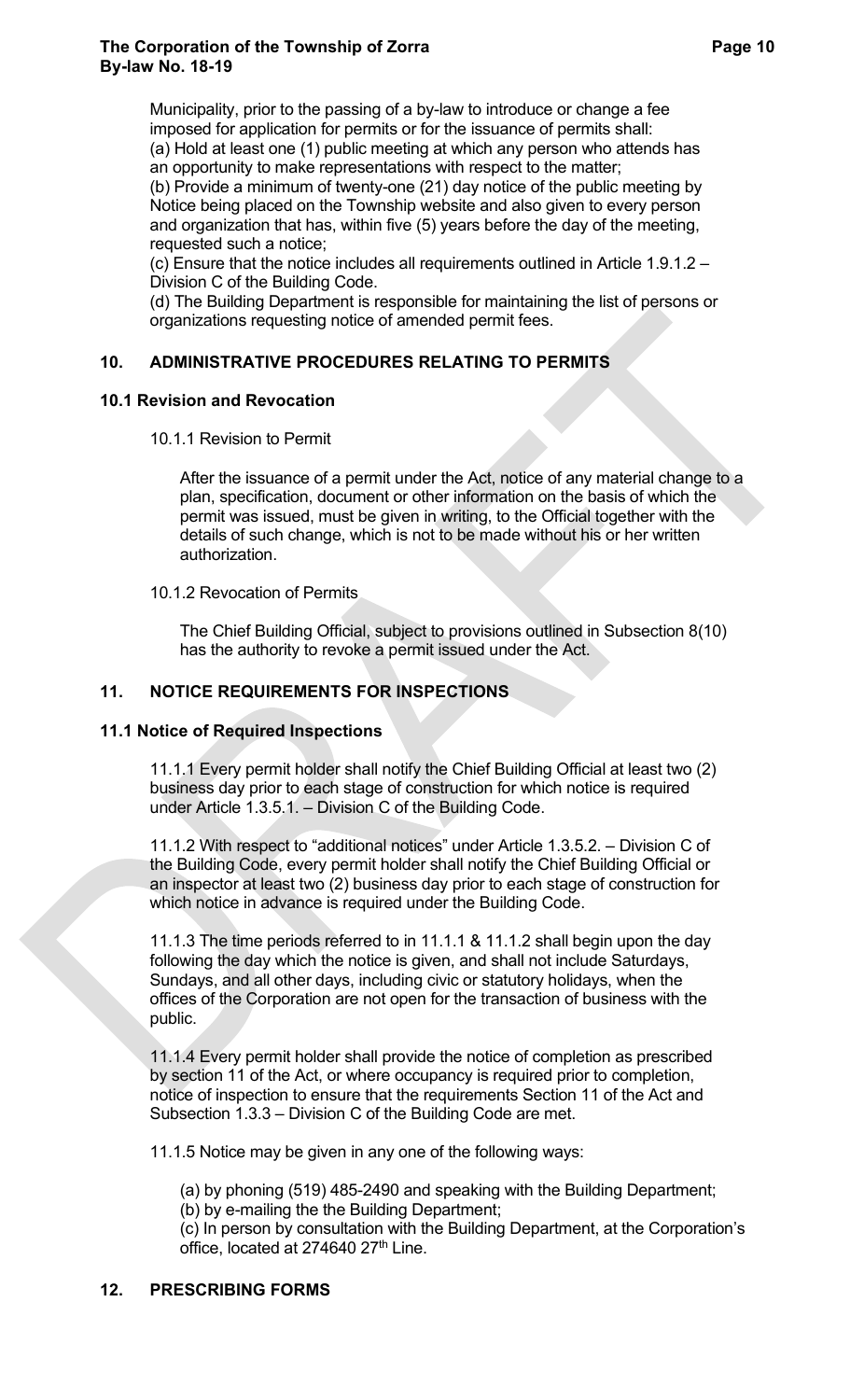Municipality, prior to the passing of a by-law to introduce or change a fee imposed for application for permits or for the issuance of permits shall:

(a) Hold at least one (1) public meeting at which any person who attends has an opportunity to make representations with respect to the matter;

(b) Provide a minimum of twenty-one (21) day notice of the public meeting by Notice being placed on the Township website and also given to every person and organization that has, within five (5) years before the day of the meeting, requested such a notice;

(c) Ensure that the notice includes all requirements outlined in Article 1.9.1.2 – Division C of the Building Code.

(d) The Building Department is responsible for maintaining the list of persons or organizations requesting notice of amended permit fees.

## 10. ADMINISTRATIVE PROCEDURES RELATING TO PERMITS

### 10.1 Revision and Revocation

10.1.1 Revision to Permit

After the issuance of a permit under the Act, notice of any material change to a plan, specification, document or other information on the basis of which the permit was issued, must be given in writing, to the Official together with the details of such change, which is not to be made without his or her written authorization.

10.1.2 Revocation of Permits

The Chief Building Official, subject to provisions outlined in Subsection 8(10) has the authority to revoke a permit issued under the Act.

## 11. NOTICE REQUIREMENTS FOR INSPECTIONS

### 11.1 Notice of Required Inspections

11.1.1 Every permit holder shall notify the Chief Building Official at least two (2) business day prior to each stage of construction for which notice is required under Article 1.3.5.1. – Division C of the Building Code.

11.1.2 With respect to "additional notices" under Article 1.3.5.2. – Division C of the Building Code, every permit holder shall notify the Chief Building Official or an inspector at least two (2) business day prior to each stage of construction for which notice in advance is required under the Building Code.

11.1.3 The time periods referred to in 11.1.1 & 11.1.2 shall begin upon the day following the day which the notice is given, and shall not include Saturdays, Sundays, and all other days, including civic or statutory holidays, when the offices of the Corporation are not open for the transaction of business with the public.

11.1.4 Every permit holder shall provide the notice of completion as prescribed by section 11 of the Act, or where occupancy is required prior to completion, notice of inspection to ensure that the requirements Section 11 of the Act and Subsection 1.3.3 – Division C of the Building Code are met.

11.1.5 Notice may be given in any one of the following ways:

(a) by phoning (519) 485-2490 and speaking with the Building Department;

(b) by e-mailing the the Building Department;

(c) In person by consultation with the Building Department, at the Corporation's office, located at 274640 27th Line.

## 12. PRESCRIBING FORMS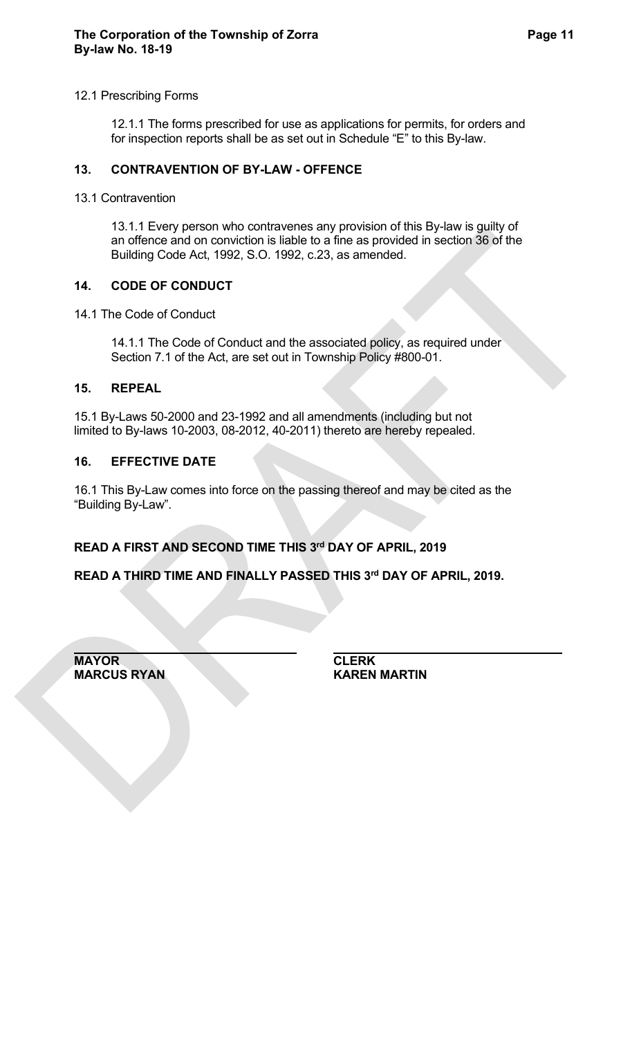12.1 Prescribing Forms

12.1.1 The forms prescribed for use as applications for permits, for orders and for inspection reports shall be as set out in Schedule "E" to this By-law.

## 13. CONTRAVENTION OF BY-LAW - OFFENCE

13.1 Contravention

13.1.1 Every person who contravenes any provision of this By-law is guilty of an offence and on conviction is liable to a fine as provided in section 36 of the Building Code Act, 1992, S.O. 1992, c.23, as amended.

## 14. CODE OF CONDUCT

14.1 The Code of Conduct

14.1.1 The Code of Conduct and the associated policy, as required under Section 7.1 of the Act, are set out in Township Policy #800-01.

## 15. REPEAL

15.1 By-Laws 50-2000 and 23-1992 and all amendments (including but not limited to By-laws 10-2003, 08-2012, 40-2011) thereto are hereby repealed.

## 16. EFFECTIVE DATE

16.1 This By-Law comes into force on the passing thereof and may be cited as the "Building By-Law".

**READ A FIRST AND SECOND TIME THIS 3rd DAY OF APRIL, 2019**

**READ A THIRD TIME AND FINALLY PASSED THIS 3rd DAY OF APRIL, 2019.**

| **MAYOR**<br>**MARCUS RYAN** | **CLERK**<br>**KAREN MARTIN** |
|---|---|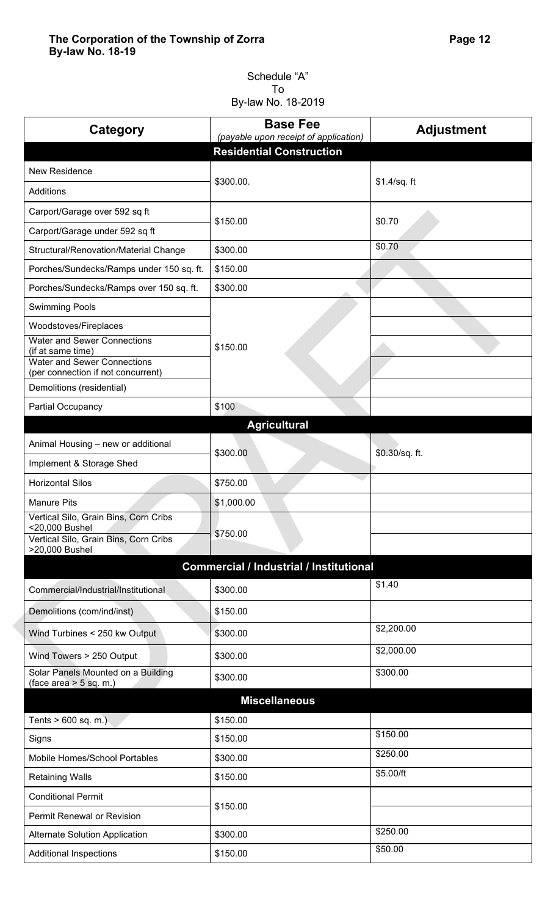Schedule "A"
To
By-law No. 18-2019

| Category | Base Fee *(payable upon receipt of application)* | Adjustment |
|---|---|---|
| | **Residential Construction** | |
| New Residence | $300.00. | $1.4/sq. ft |
| Additions | | |
| Carport/Garage over 592 sq ft | $150.00 | $0.70 |
| Carport/Garage under 592 sq ft | | |
| Structural/Renovation/Material Change | $300.00 | $0.70 |
| Porches/Sundecks/Ramps under 150 sq. ft. | $150.00 | |
| Porches/Sundecks/Ramps over 150 sq. ft. | $300.00 | |
| Swimming Pools | $150.00 | |
| Woodstoves/Fireplaces | | |
| Water and Sewer Connections (if at same time) | | |
| Water and Sewer Connections (per connection if not concurrent) | | |
| Demolitions (residential) | | |
| Partial Occupancy | $100 | |
| | **Agricultural** | |
| Animal Housing – new or additional | $300.00 | $0.30/sq. ft. |
| Implement & Storage Shed | | |
| Horizontal Silos | $750.00 | |
| Manure Pits | $1,000.00 | |
| Vertical Silo, Grain Bins, Corn Cribs <20,000 Bushel | $750.00 | |
| Vertical Silo, Grain Bins, Corn Cribs >20,000 Bushel | | |
| | **Commercial / Industrial / Institutional** | |
| Commercial/Industrial/Institutional | $300.00 | $1.40 |
| Demolitions (com/ind/inst) | $150.00 | |
| Wind Turbines < 250 kw Output | $300.00 | $2,200.00 |
| Wind Towers > 250 Output | $300.00 | $2,000.00 |
| Solar Panels Mounted on a Building (face area > 5 sq. m.) | $300.00 | $300.00 |
| | **Miscellaneous** | |
| Tents > 600 sq. m.) | $150.00 | |
| Signs | $150.00 | $150.00 |
| Mobile Homes/School Portables | $300.00 | $250.00 |
| Retaining Walls | $150.00 | $5.00/ft |
| Conditional Permit | $150.00 | |
| Permit Renewal or Revision | | |
| Alternate Solution Application | $300.00 | $250.00 |
| Additional Inspections | $150.00 | $50.00 |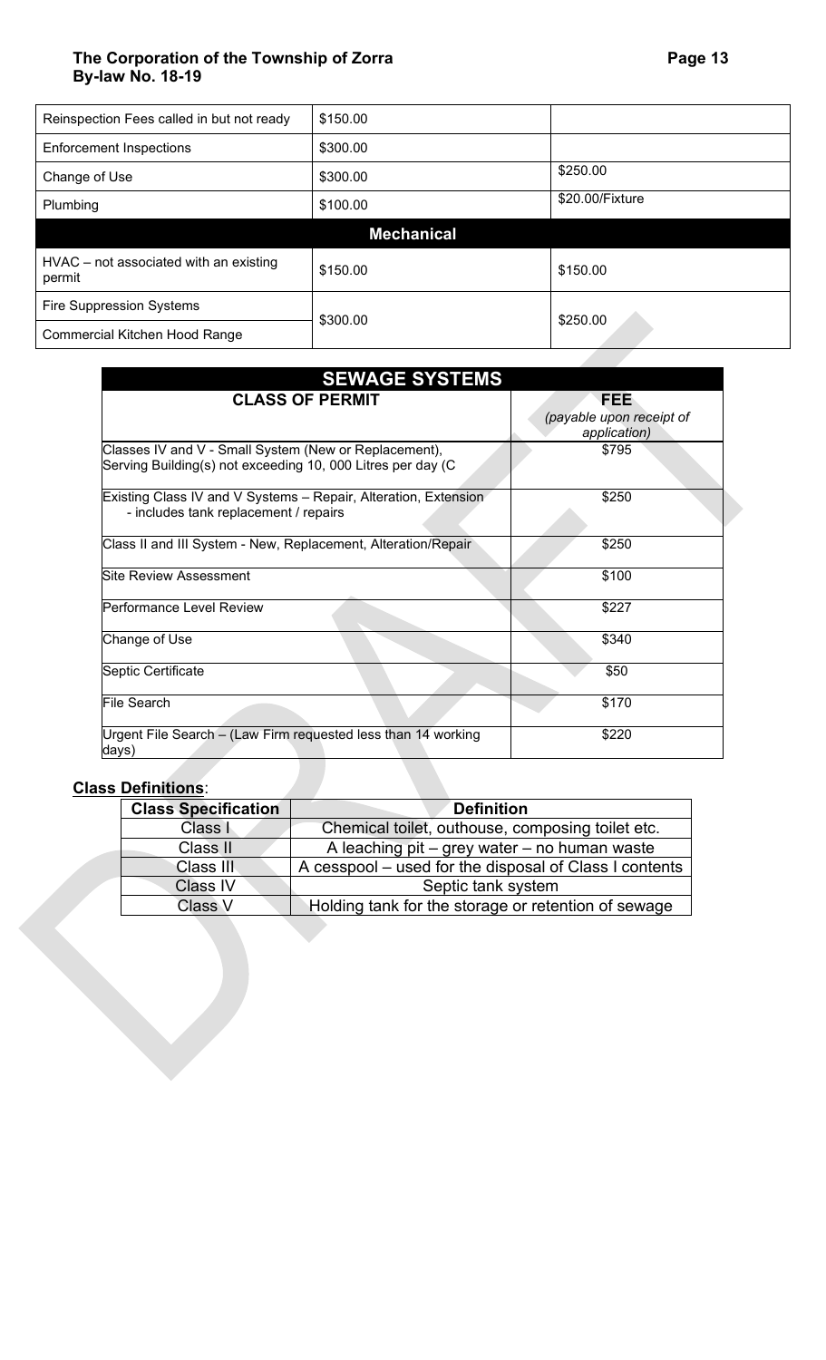| Reinspection Fees called in but not ready | $150.00 | |
| --- | --- | --- |
| Enforcement Inspections | $300.00 | |
| Change of Use | $300.00 | $250.00 |
| Plumbing | $100.00 | $20.00/Fixture |
| **Mechanical** | | |
| HVAC – not associated with an existing permit | $150.00 | $150.00 |
| Fire Suppression Systems | $300.00 | $250.00 |
| Commercial Kitchen Hood Range | | |

| **SEWAGE SYSTEMS** | |
| --- | --- |
| **CLASS OF PERMIT** | **FEE** *(payable upon receipt of application)* |
| Classes IV and V - Small System (New or Replacement), Serving Building(s) not exceeding 10, 000 Litres per day (C | $795 |
| Existing Class IV and V Systems – Repair, Alteration, Extension - includes tank replacement / repairs | $250 |
| Class II and III System - New, Replacement, Alteration/Repair | $250 |
| Site Review Assessment | $100 |
| Performance Level Review | $227 |
| Change of Use | $340 |
| Septic Certificate | $50 |
| File Search | $170 |
| Urgent File Search – (Law Firm requested less than 14 working days) | $220 |

**Class Definitions**:

| Class Specification | Definition |
| --- | --- |
| Class I | Chemical toilet, outhouse, composing toilet etc. |
| Class II | A leaching pit – grey water – no human waste |
| Class III | A cesspool – used for the disposal of Class I contents |
| Class IV | Septic tank system |
| Class V | Holding tank for the storage or retention of sewage |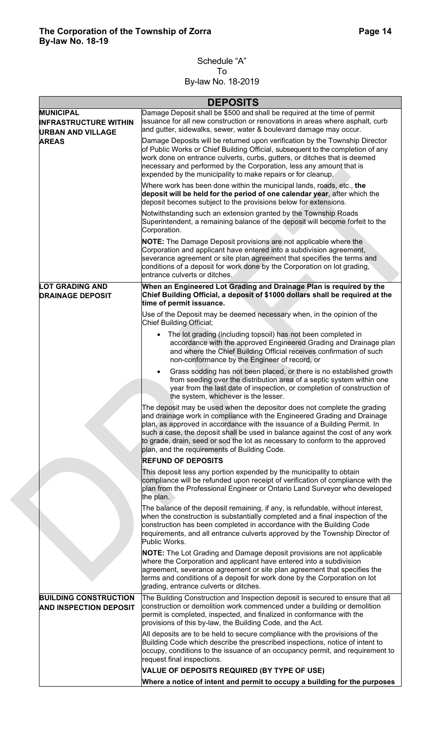Schedule "A"
To
By-law No. 18-2019

| DEPOSITS | |
|---|---|
| **MUNICIPAL INFRASTRUCTURE WITHIN URBAN AND VILLAGE AREAS** | Damage Deposit shall be $500 and shall be required at the time of permit issuance for all new construction or renovations in areas where asphalt, curb and gutter, sidewalks, sewer, water & boulevard damage may occur.<br><br>Damage Deposits will be returned upon verification by the Township Director of Public Works or Chief Building Official, subsequent to the completion of any work done on entrance culverts, curbs, gutters, or ditches that is deemed necessary and performed by the Corporation, less any amount that is expended by the municipality to make repairs or for cleanup.<br><br>Where work has been done within the municipal lands, roads, etc., **the deposit will be held for the period of one calendar year**, after which the deposit becomes subject to the provisions below for extensions.<br><br>Notwithstanding such an extension granted by the Township Roads Superintendent, a remaining balance of the deposit will become forfeit to the Corporation.<br><br>**NOTE:** The Damage Deposit provisions are not applicable where the Corporation and applicant have entered into a subdivision agreement, severance agreement or site plan agreement that specifies the terms and conditions of a deposit for work done by the Corporation on lot grading, entrance culverts or ditches. |
| **LOT GRADING AND DRAINAGE DEPOSIT** | **When an Engineered Lot Grading and Drainage Plan is required by the Chief Building Official, a deposit of $1000 dollars shall be required at the time of permit issuance.**<br><br>Use of the Deposit may be deemed necessary when, in the opinion of the Chief Building Official;<br><br>• The lot grading (including topsoil) has not been completed in accordance with the approved Engineered Grading and Drainage plan and where the Chief Building Official receives confirmation of such non-conformance by the Engineer of record, or<br>• Grass sodding has not been placed, or there is no established growth from seeding over the distribution area of a septic system within one year from the last date of inspection, or completion of construction of the system, whichever is the lesser.<br><br>The deposit may be used when the depositor does not complete the grading and drainage work in compliance with the Engineered Grading and Drainage plan, as approved in accordance with the issuance of a Building Permit. In such a case, the deposit shall be used in balance against the cost of any work to grade, drain, seed or sod the lot as necessary to conform to the approved plan, and the requirements of Building Code.<br><br>**REFUND OF DEPOSITS**<br><br>This deposit less any portion expended by the municipality to obtain compliance will be refunded upon receipt of verification of compliance with the plan from the Professional Engineer or Ontario Land Surveyor who developed the plan.<br><br>The balance of the deposit remaining, if any, is refundable, without interest, when the construction is substantially completed and a final inspection of the construction has been completed in accordance with the Building Code requirements, and all entrance culverts approved by the Township Director of Public Works.<br><br>**NOTE:** The Lot Grading and Damage deposit provisions are not applicable where the Corporation and applicant have entered into a subdivision agreement, severance agreement or site plan agreement that specifies the terms and conditions of a deposit for work done by the Corporation on lot grading, entrance culverts or ditches. |
| **BUILDING CONSTRUCTION AND INSPECTION DEPOSIT** | The Building Construction and Inspection deposit is secured to ensure that all construction or demolition work commenced under a building or demolition permit is completed, inspected, and finalized in conformance with the provisions of this by-law, the Building Code, and the Act.<br><br>All deposits are to be held to secure compliance with the provisions of the Building Code which describe the prescribed inspections, notice of intent to occupy, conditions to the issuance of an occupancy permit, and requirement to request final inspections.<br><br>**VALUE OF DEPOSITS REQUIRED (BY TYPE OF USE)**<br><br>**Where a notice of intent and permit to occupy a building for the purposes** |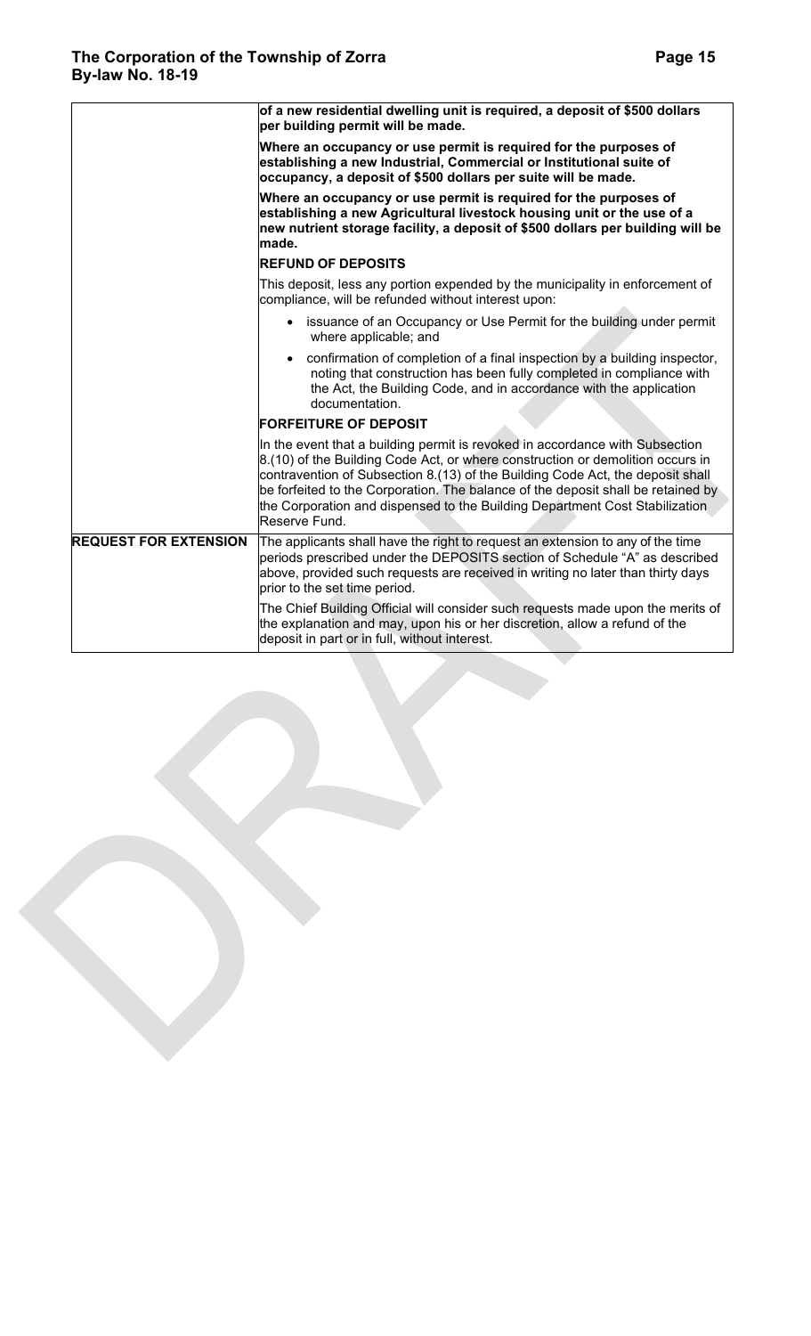| | |
|---|---|
| | **of a new residential dwelling unit is required, a deposit of $500 dollars per building permit will be made.**<br><br>**Where an occupancy or use permit is required for the purposes of establishing a new Industrial, Commercial or Institutional suite of occupancy, a deposit of $500 dollars per suite will be made.**<br><br>**Where an occupancy or use permit is required for the purposes of establishing a new Agricultural livestock housing unit or the use of a new nutrient storage facility, a deposit of $500 dollars per building will be made.**<br><br>**REFUND OF DEPOSITS**<br><br>This deposit, less any portion expended by the municipality in enforcement of compliance, will be refunded without interest upon:<br><br>• issuance of an Occupancy or Use Permit for the building under permit where applicable; and<br><br>• confirmation of completion of a final inspection by a building inspector, noting that construction has been fully completed in compliance with the Act, the Building Code, and in accordance with the application documentation.<br><br>**FORFEITURE OF DEPOSIT**<br><br>In the event that a building permit is revoked in accordance with Subsection 8.(10) of the Building Code Act, or where construction or demolition occurs in contravention of Subsection 8.(13) of the Building Code Act, the deposit shall be forfeited to the Corporation. The balance of the deposit shall be retained by the Corporation and dispensed to the Building Department Cost Stabilization Reserve Fund. |
| **REQUEST FOR EXTENSION** | The applicants shall have the right to request an extension to any of the time periods prescribed under the DEPOSITS section of Schedule "A" as described above, provided such requests are received in writing no later than thirty days prior to the set time period.<br><br>The Chief Building Official will consider such requests made upon the merits of the explanation and may, upon his or her discretion, allow a refund of the deposit in part or in full, without interest. |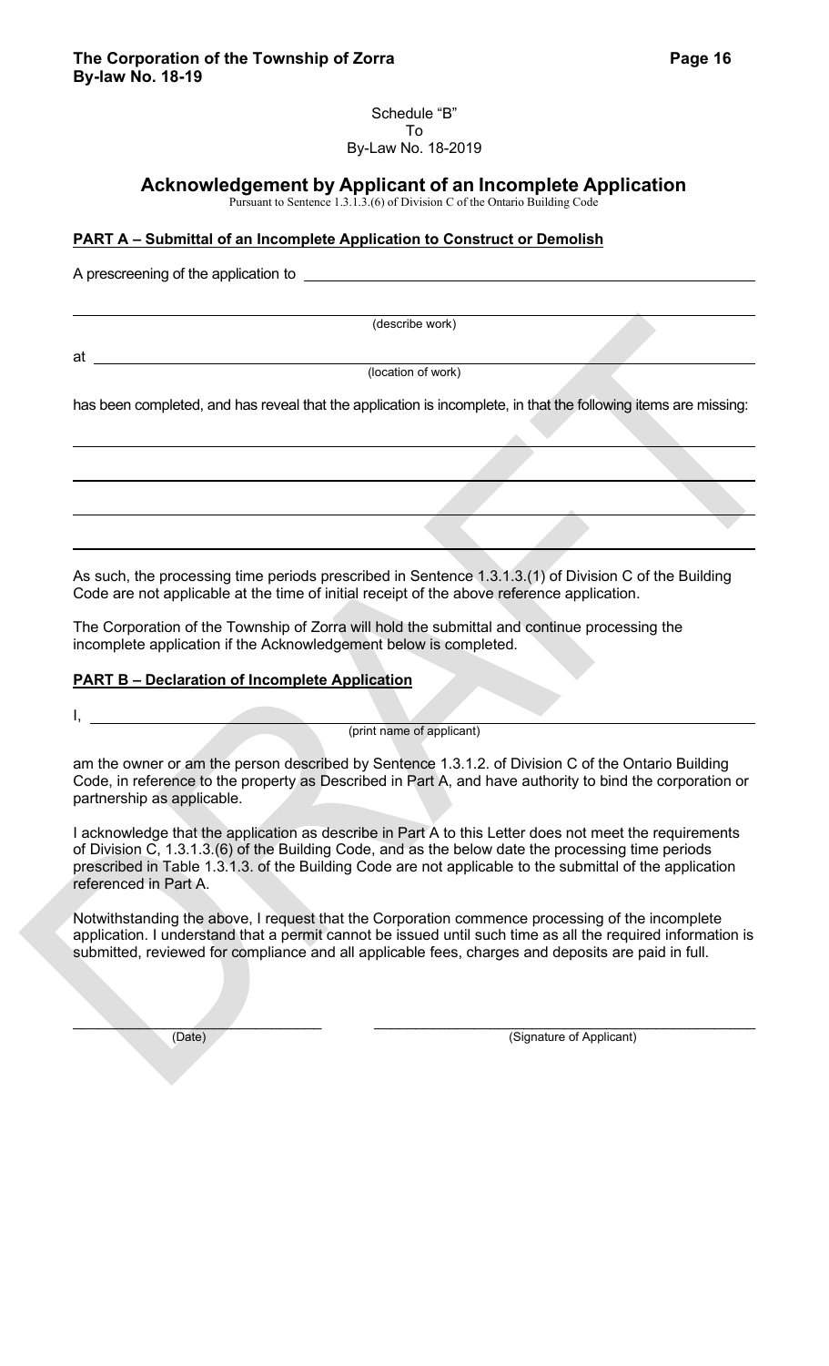Schedule "B"
To
By-Law No. 18-2019

# Acknowledgement by Applicant of an Incomplete Application

Pursuant to Sentence 1.3.1.3.(6) of Division C of the Ontario Building Code

**PART A – Submittal of an Incomplete Application to Construct or Demolish**

A prescreening of the application to ______________________________________________

______________________________________________
(describe work)

at ______________________________________________
(location of work)

has been completed, and has reveal that the application is incomplete, in that the following items are missing:

______________________________________________

______________________________________________

______________________________________________

______________________________________________

As such, the processing time periods prescribed in Sentence 1.3.1.3.(1) of Division C of the Building Code are not applicable at the time of initial receipt of the above reference application.

The Corporation of the Township of Zorra will hold the submittal and continue processing the incomplete application if the Acknowledgement below is completed.

**PART B – Declaration of Incomplete Application**

I, ______________________________________________
(print name of applicant)

am the owner or am the person described by Sentence 1.3.1.2. of Division C of the Ontario Building Code, in reference to the property as Described in Part A, and have authority to bind the corporation or partnership as applicable.

I acknowledge that the application as describe in Part A to this Letter does not meet the requirements of Division C, 1.3.1.3.(6) of the Building Code, and as the below date the processing time periods prescribed in Table 1.3.1.3. of the Building Code are not applicable to the submittal of the application referenced in Part A.

Notwithstanding the above, I request that the Corporation commence processing of the incomplete application. I understand that a permit cannot be issued until such time as all the required information is submitted, reviewed for compliance and all applicable fees, charges and deposits are paid in full.

______________________ (Date)

______________________ (Signature of Applicant)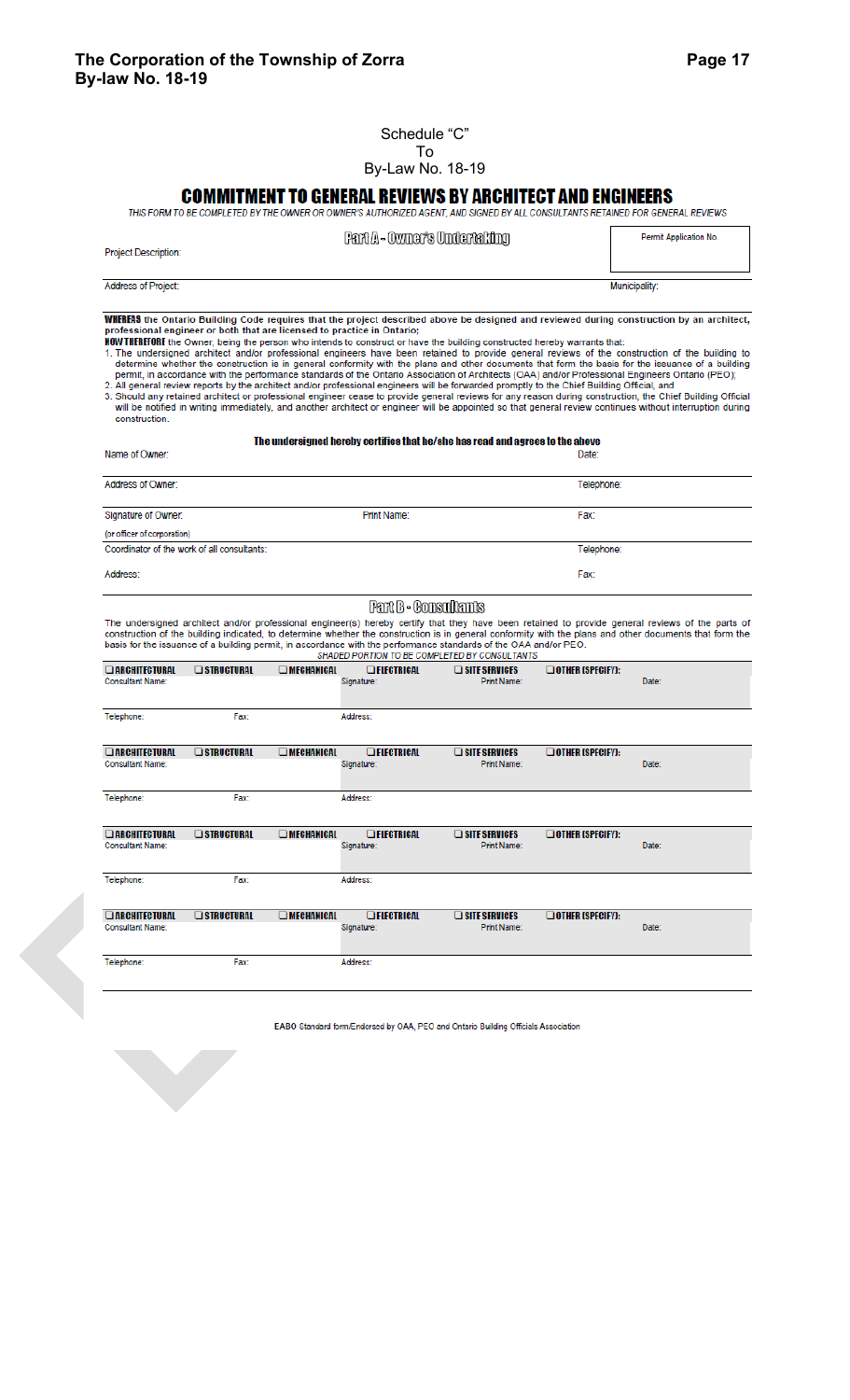Schedule "C"
To
By-Law No. 18-19

# COMMITMENT TO GENERAL REVIEWS BY ARCHITECT AND ENGINEERS

*THIS FORM TO BE COMPLETED BY THE OWNER OR OWNER'S AUTHORIZED AGENT, AND SIGNED BY ALL CONSULTANTS RETAINED FOR GENERAL REVIEWS*

## Part A - Owner's Undertaking

| Project Description: | Permit Application No. |
|---|---|
| Address of Project: | Municipality: |

**WHEREAS** the Ontario Building Code requires that the project described above be designed and reviewed during construction by an architect, professional engineer or both that are licensed to practice in Ontario;

**NOW THEREFORE** the Owner, being the person who intends to construct or have the building constructed hereby warrants that:

1. The undersigned architect and/or professional engineers have been retained to provide general reviews of the construction of the building to determine whether the construction is in general conformity with the plans and other documents that form the basis for the issuance of a building permit, in accordance with the performance standards of the Ontario Association of Architects (OAA) and/or Professional Engineers Ontario (PEO);
2. All general review reports by the architect and/or professional engineers will be forwarded promptly to the Chief Building Official, and
3. Should any retained architect or professional engineer cease to provide general reviews for any reason during construction, the Chief Building Official will be notified in writing immediately, and another architect or engineer will be appointed so that general review continues without interruption during construction.

**The undersigned hereby certifies that he/she has read and agrees to the above**

| Name of Owner: | | Date: |
|---|---|---|
| Address of Owner: | | Telephone: |
| Signature of Owner: (or officer of corporation) | Print Name: | Fax: |
| Coordinator of the work of all consultants: | | Telephone: |
| Address: | | Fax: |

## Part B - Consultants

The undersigned architect and/or professional engineer(s) hereby certify that they have been retained to provide general reviews of the parts of construction of the building indicated, to determine whether the construction is in general conformity with the plans and other documents that form the basis for the issuance of a building permit, in accordance with the performance standards of the OAA and/or PEO.

*SHADED PORTION TO BE COMPLETED BY CONSULTANTS*

| ☐ ARCHITECTURAL | ☐ STRUCTURAL | ☐ MECHANICAL | ☐ ELECTRICAL | ☐ SITE SERVICES | ☐ OTHER (SPECIFY): | |
|---|---|---|---|---|---|---|
| Consultant Name: | | | Signature: | Print Name: | | Date: |
| Telephone: | Fax: | | Address: | | | |
| ☐ ARCHITECTURAL | ☐ STRUCTURAL | ☐ MECHANICAL | ☐ ELECTRICAL | ☐ SITE SERVICES | ☐ OTHER (SPECIFY): | |
| Consultant Name: | | | Signature: | Print Name: | | Date: |
| Telephone: | Fax: | | Address: | | | |
| ☐ ARCHITECTURAL | ☐ STRUCTURAL | ☐ MECHANICAL | ☐ ELECTRICAL | ☐ SITE SERVICES | ☐ OTHER (SPECIFY): | |
| Consultant Name: | | | Signature: | Print Name: | | Date: |
| Telephone: | Fax: | | Address: | | | |
| ☐ ARCHITECTURAL | ☐ STRUCTURAL | ☐ MECHANICAL | ☐ ELECTRICAL | ☐ SITE SERVICES | ☐ OTHER (SPECIFY): | |
| Consultant Name: | | | Signature: | Print Name: | | Date: |
| Telephone: | Fax: | | Address: | | | |

EABO Standard form/Endorsed by OAA, PEO and Ontario Building Officials Association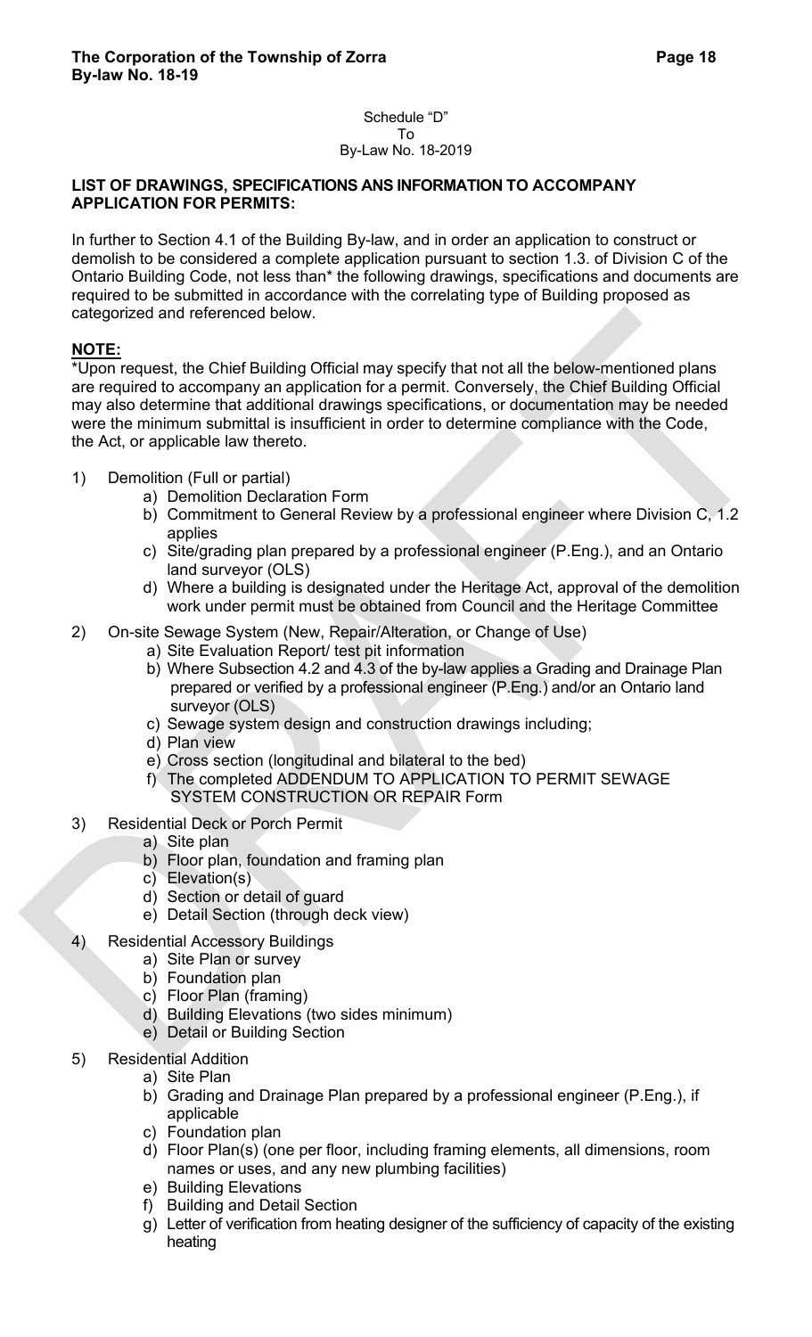Schedule "D"
To
By-Law No. 18-2019

**LIST OF DRAWINGS, SPECIFICATIONS ANS INFORMATION TO ACCOMPANY APPLICATION FOR PERMITS:**

In further to Section 4.1 of the Building By-law, and in order an application to construct or demolish to be considered a complete application pursuant to section 1.3. of Division C of the Ontario Building Code, not less than* the following drawings, specifications and documents are required to be submitted in accordance with the correlating type of Building proposed as categorized and referenced below.

**NOTE:**

*Upon request, the Chief Building Official may specify that not all the below-mentioned plans are required to accompany an application for a permit. Conversely, the Chief Building Official may also determine that additional drawings specifications, or documentation may be needed were the minimum submittal is insufficient in order to determine compliance with the Code, the Act, or applicable law thereto.

1) Demolition (Full or partial)
   a) Demolition Declaration Form
   b) Commitment to General Review by a professional engineer where Division C, 1.2 applies
   c) Site/grading plan prepared by a professional engineer (P.Eng.), and an Ontario land surveyor (OLS)
   d) Where a building is designated under the Heritage Act, approval of the demolition work under permit must be obtained from Council and the Heritage Committee
2) On-site Sewage System (New, Repair/Alteration, or Change of Use)
   a) Site Evaluation Report/ test pit information
   b) Where Subsection 4.2 and 4.3 of the by-law applies a Grading and Drainage Plan prepared or verified by a professional engineer (P.Eng.) and/or an Ontario land surveyor (OLS)
   c) Sewage system design and construction drawings including;
   d) Plan view
   e) Cross section (longitudinal and bilateral to the bed)
   f) The completed ADDENDUM TO APPLICATION TO PERMIT SEWAGE SYSTEM CONSTRUCTION OR REPAIR Form
3) Residential Deck or Porch Permit
   a) Site plan
   b) Floor plan, foundation and framing plan
   c) Elevation(s)
   d) Section or detail of guard
   e) Detail Section (through deck view)
4) Residential Accessory Buildings
   a) Site Plan or survey
   b) Foundation plan
   c) Floor Plan (framing)
   d) Building Elevations (two sides minimum)
   e) Detail or Building Section
5) Residential Addition
   a) Site Plan
   b) Grading and Drainage Plan prepared by a professional engineer (P.Eng.), if applicable
   c) Foundation plan
   d) Floor Plan(s) (one per floor, including framing elements, all dimensions, room names or uses, and any new plumbing facilities)
   e) Building Elevations
   f) Building and Detail Section
   g) Letter of verification from heating designer of the sufficiency of capacity of the existing heating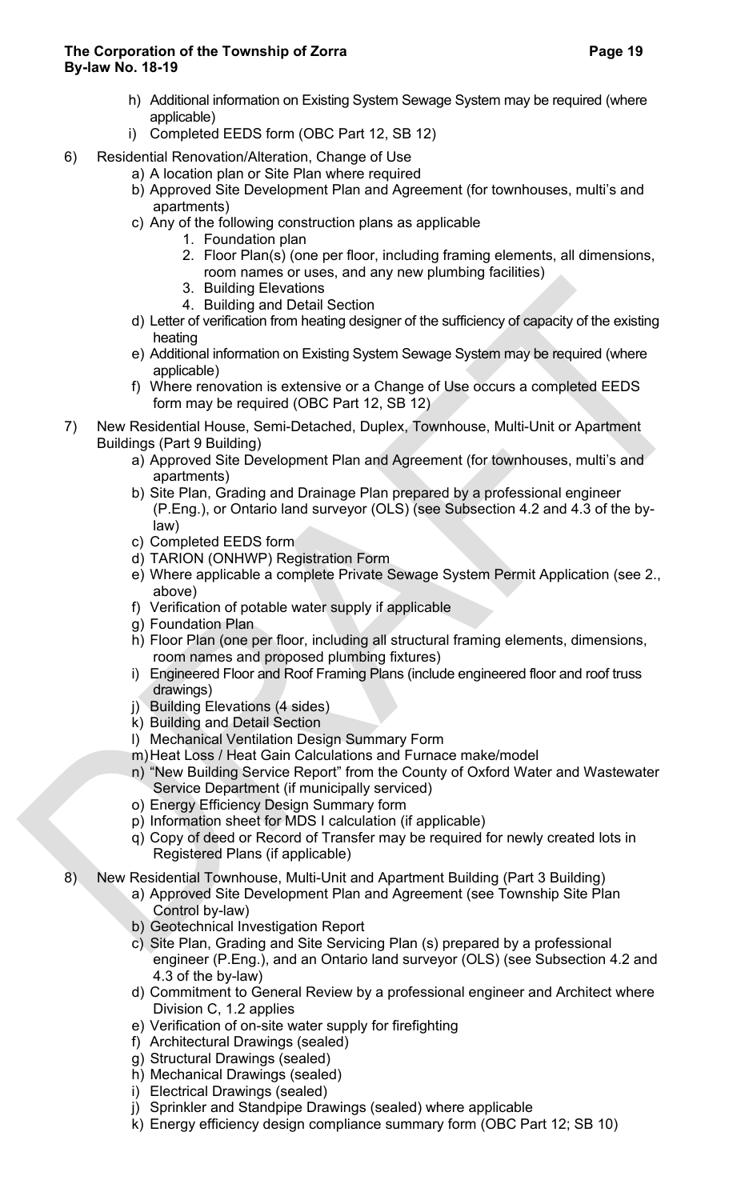h) Additional information on Existing System Sewage System may be required (where applicable)
i) Completed EEDS form (OBC Part 12, SB 12)

6) Residential Renovation/Alteration, Change of Use
   a) A location plan or Site Plan where required
   b) Approved Site Development Plan and Agreement (for townhouses, multi's and apartments)
   c) Any of the following construction plans as applicable
      1. Foundation plan
      2. Floor Plan(s) (one per floor, including framing elements, all dimensions, room names or uses, and any new plumbing facilities)
      3. Building Elevations
      4. Building and Detail Section
   d) Letter of verification from heating designer of the sufficiency of capacity of the existing heating
   e) Additional information on Existing System Sewage System may be required (where applicable)
   f) Where renovation is extensive or a Change of Use occurs a completed EEDS form may be required (OBC Part 12, SB 12)

7) New Residential House, Semi-Detached, Duplex, Townhouse, Multi-Unit or Apartment Buildings (Part 9 Building)
   a) Approved Site Development Plan and Agreement (for townhouses, multi's and apartments)
   b) Site Plan, Grading and Drainage Plan prepared by a professional engineer (P.Eng.), or Ontario land surveyor (OLS) (see Subsection 4.2 and 4.3 of the by-law)
   c) Completed EEDS form
   d) TARION (ONHWP) Registration Form
   e) Where applicable a complete Private Sewage System Permit Application (see 2., above)
   f) Verification of potable water supply if applicable
   g) Foundation Plan
   h) Floor Plan (one per floor, including all structural framing elements, dimensions, room names and proposed plumbing fixtures)
   i) Engineered Floor and Roof Framing Plans (include engineered floor and roof truss drawings)
   j) Building Elevations (4 sides)
   k) Building and Detail Section
   l) Mechanical Ventilation Design Summary Form
   m) Heat Loss / Heat Gain Calculations and Furnace make/model
   n) "New Building Service Report" from the County of Oxford Water and Wastewater Service Department (if municipally serviced)
   o) Energy Efficiency Design Summary form
   p) Information sheet for MDS I calculation (if applicable)
   q) Copy of deed or Record of Transfer may be required for newly created lots in Registered Plans (if applicable)

8) New Residential Townhouse, Multi-Unit and Apartment Building (Part 3 Building)
   a) Approved Site Development Plan and Agreement (see Township Site Plan Control by-law)
   b) Geotechnical Investigation Report
   c) Site Plan, Grading and Site Servicing Plan (s) prepared by a professional engineer (P.Eng.), and an Ontario land surveyor (OLS) (see Subsection 4.2 and 4.3 of the by-law)
   d) Commitment to General Review by a professional engineer and Architect where Division C, 1.2 applies
   e) Verification of on-site water supply for firefighting
   f) Architectural Drawings (sealed)
   g) Structural Drawings (sealed)
   h) Mechanical Drawings (sealed)
   i) Electrical Drawings (sealed)
   j) Sprinkler and Standpipe Drawings (sealed) where applicable
   k) Energy efficiency design compliance summary form (OBC Part 12; SB 10)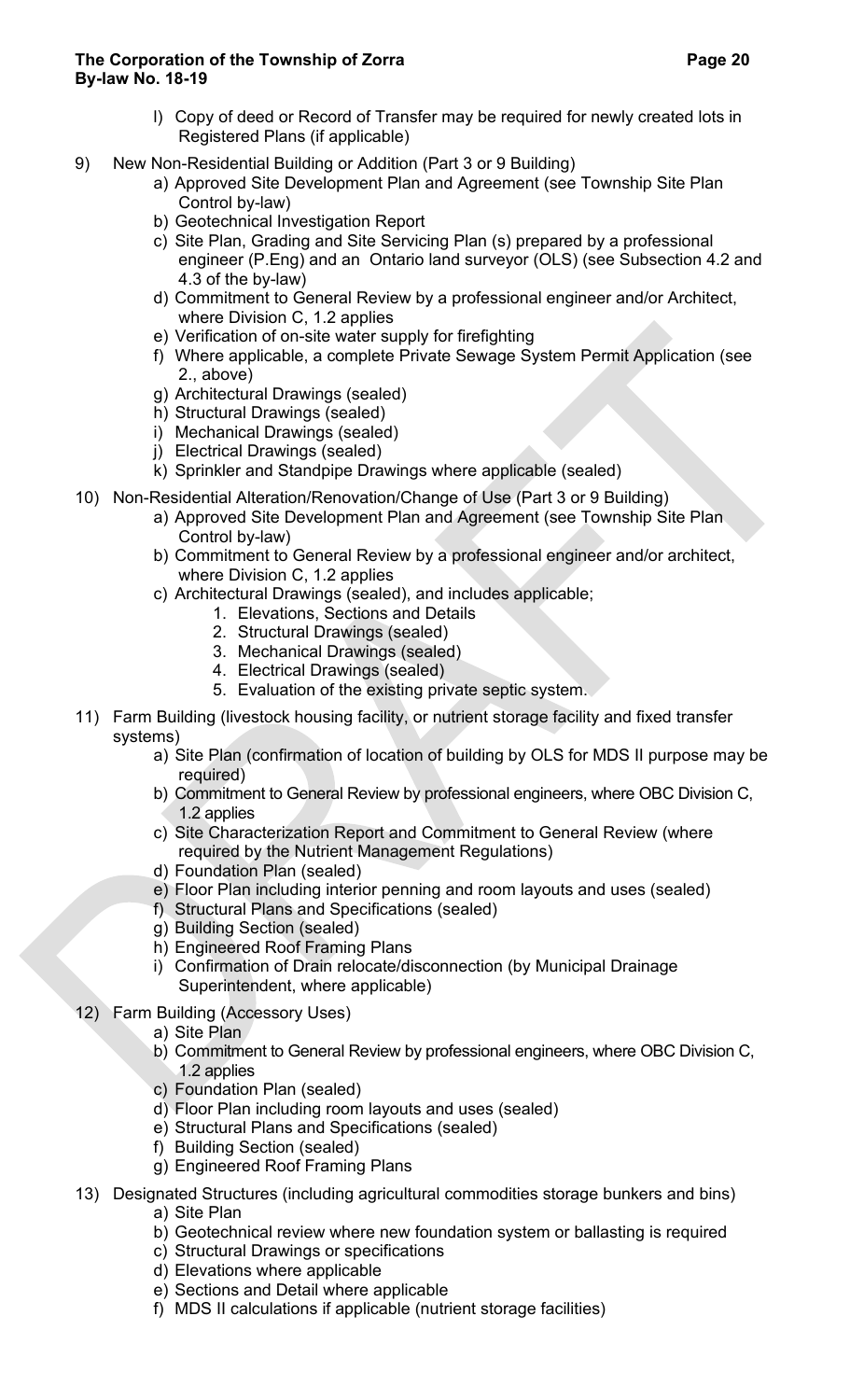l) Copy of deed or Record of Transfer may be required for newly created lots in Registered Plans (if applicable)

9) New Non-Residential Building or Addition (Part 3 or 9 Building)
   a) Approved Site Development Plan and Agreement (see Township Site Plan Control by-law)
   b) Geotechnical Investigation Report
   c) Site Plan, Grading and Site Servicing Plan (s) prepared by a professional engineer (P.Eng) and an Ontario land surveyor (OLS) (see Subsection 4.2 and 4.3 of the by-law)
   d) Commitment to General Review by a professional engineer and/or Architect, where Division C, 1.2 applies
   e) Verification of on-site water supply for firefighting
   f) Where applicable, a complete Private Sewage System Permit Application (see 2., above)
   g) Architectural Drawings (sealed)
   h) Structural Drawings (sealed)
   i) Mechanical Drawings (sealed)
   j) Electrical Drawings (sealed)
   k) Sprinkler and Standpipe Drawings where applicable (sealed)

10) Non-Residential Alteration/Renovation/Change of Use (Part 3 or 9 Building)
   a) Approved Site Development Plan and Agreement (see Township Site Plan Control by-law)
   b) Commitment to General Review by a professional engineer and/or architect, where Division C, 1.2 applies
   c) Architectural Drawings (sealed), and includes applicable;
      1. Elevations, Sections and Details
      2. Structural Drawings (sealed)
      3. Mechanical Drawings (sealed)
      4. Electrical Drawings (sealed)
      5. Evaluation of the existing private septic system.

11) Farm Building (livestock housing facility, or nutrient storage facility and fixed transfer systems)
   a) Site Plan (confirmation of location of building by OLS for MDS II purpose may be required)
   b) Commitment to General Review by professional engineers, where OBC Division C, 1.2 applies
   c) Site Characterization Report and Commitment to General Review (where required by the Nutrient Management Regulations)
   d) Foundation Plan (sealed)
   e) Floor Plan including interior penning and room layouts and uses (sealed)
   f) Structural Plans and Specifications (sealed)
   g) Building Section (sealed)
   h) Engineered Roof Framing Plans
   i) Confirmation of Drain relocate/disconnection (by Municipal Drainage Superintendent, where applicable)

12) Farm Building (Accessory Uses)
   a) Site Plan
   b) Commitment to General Review by professional engineers, where OBC Division C, 1.2 applies
   c) Foundation Plan (sealed)
   d) Floor Plan including room layouts and uses (sealed)
   e) Structural Plans and Specifications (sealed)
   f) Building Section (sealed)
   g) Engineered Roof Framing Plans

13) Designated Structures (including agricultural commodities storage bunkers and bins)
   a) Site Plan
   b) Geotechnical review where new foundation system or ballasting is required
   c) Structural Drawings or specifications
   d) Elevations where applicable
   e) Sections and Detail where applicable
   f) MDS II calculations if applicable (nutrient storage facilities)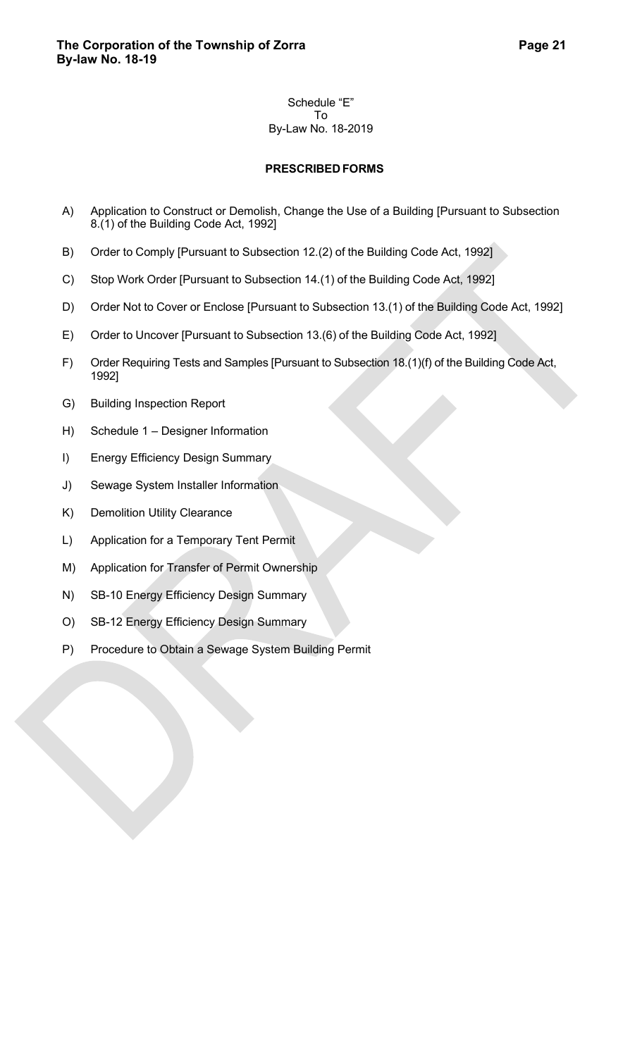Schedule “E”
To
By-Law No. 18-2019

## PRESCRIBED FORMS

A) Application to Construct or Demolish, Change the Use of a Building [Pursuant to Subsection 8.(1) of the Building Code Act, 1992]

B) Order to Comply [Pursuant to Subsection 12.(2) of the Building Code Act, 1992]

C) Stop Work Order [Pursuant to Subsection 14.(1) of the Building Code Act, 1992]

D) Order Not to Cover or Enclose [Pursuant to Subsection 13.(1) of the Building Code Act, 1992]

E) Order to Uncover [Pursuant to Subsection 13.(6) of the Building Code Act, 1992]

F) Order Requiring Tests and Samples [Pursuant to Subsection 18.(1)(f) of the Building Code Act, 1992]

G) Building Inspection Report

H) Schedule 1 – Designer Information

I) Energy Efficiency Design Summary

J) Sewage System Installer Information

K) Demolition Utility Clearance

L) Application for a Temporary Tent Permit

M) Application for Transfer of Permit Ownership

N) SB-10 Energy Efficiency Design Summary

O) SB-12 Energy Efficiency Design Summary

P) Procedure to Obtain a Sewage System Building Permit

DRAFT